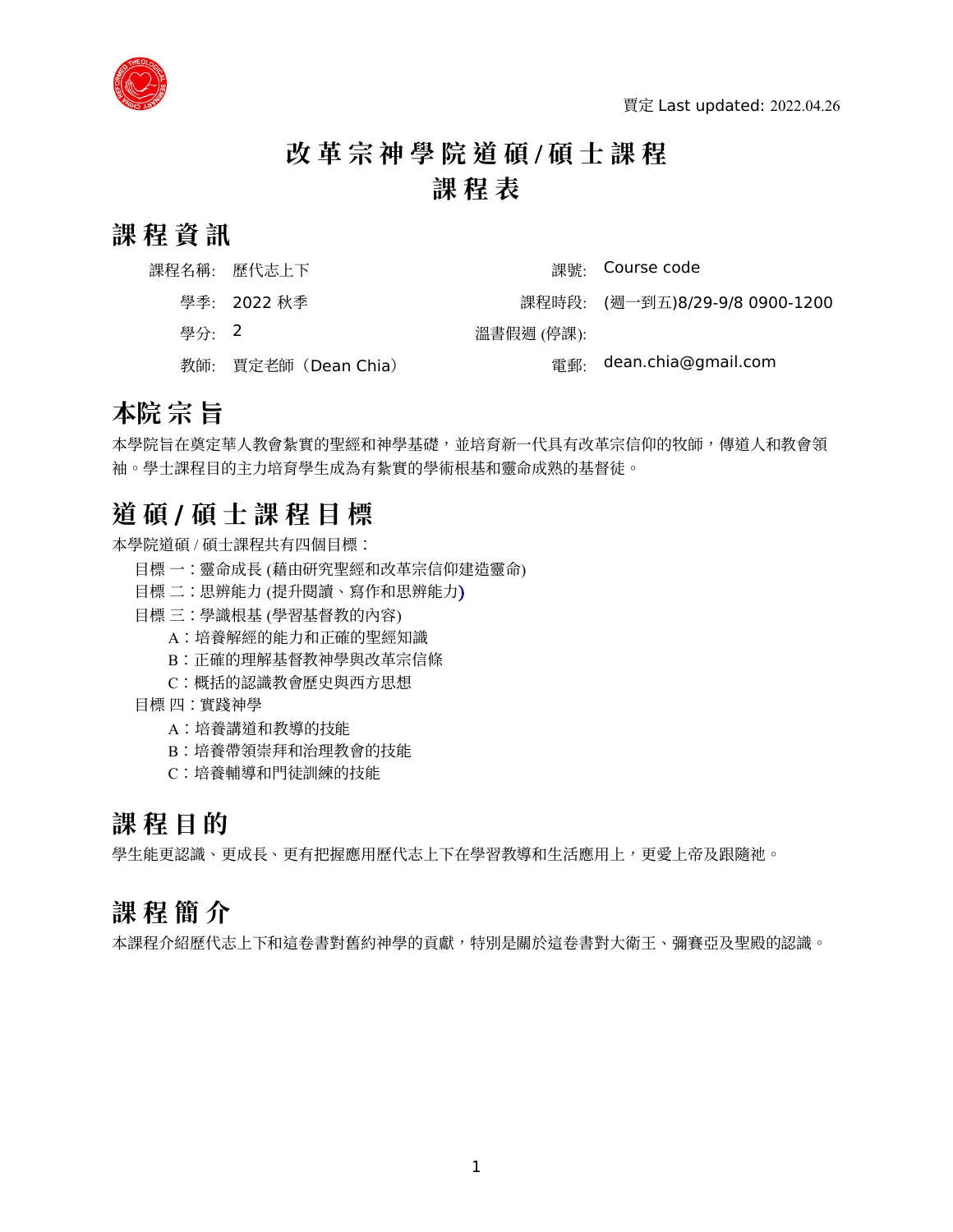賈定 Last updated: 2022.04.26

# 改革宗神學院道碩/碩士課程
# 課程表

## 課程資訊

| | | | |
|---|---|---|---|
| 課程名稱: | 歷代志上下 | 課號: | Course code |
| 學季: | 2022 秋季 | 課程時段: | (週一到五)8/29-9/8 0900-1200 |
| 學分: | 2 | 溫書假週 (停課): | |
| 教師: | 賈定老師（Dean Chia） | 電郵: | dean.chia@gmail.com |

## 本院宗旨

本學院旨在奠定華人教會紮實的聖經和神學基礎，並培育新一代具有改革宗信仰的牧師，傳道人和教會領袖。學士課程目的主力培育學生成為有紮實的學術根基和靈命成熟的基督徒。

## 道碩/碩士課程目標

本學院道碩 / 碩士課程共有四個目標：

- 目標 一：靈命成長 (藉由研究聖經和改革宗信仰建造靈命)
- 目標 二：思辨能力 (提升閱讀、寫作和思辨能力)
- 目標 三：學識根基 (學習基督教的內容)
  - A：培養解經的能力和正確的聖經知識
  - B：正確的理解基督教神學與改革宗信條
  - C：概括的認識教會歷史與西方思想
- 目標 四：實踐神學
  - A：培養講道和教導的技能
  - B：培養帶領崇拜和治理教會的技能
  - C：培養輔導和門徒訓練的技能

## 課程目的

學生能更認識、更成長、更有把握應用歷代志上下在學習教導和生活應用上，更愛上帝及跟隨祂。

## 課程簡介

本課程介紹歷代志上下和這卷書對舊約神學的貢獻，特別是關於這卷書對大衛王、彌賽亞及聖殿的認識。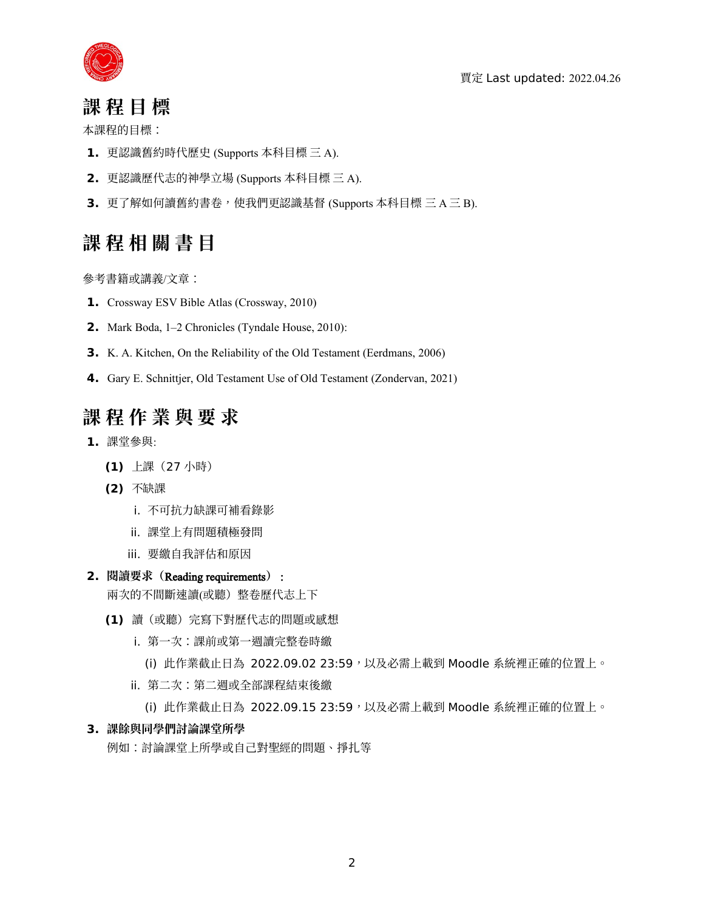買定 Last updated: 2022.04.26

## 課 程 目 標

本課程的目標：

1. 更認識舊約時代歷史 (Supports 本科目標 三 A).
2. 更認識歷代志的神學立場 (Supports 本科目標 三 A).
3. 更了解如何讀舊約書卷，使我們更認識基督 (Supports 本科目標 三 A 三 B).

## 課 程 相 關 書 目

參考書籍或講義/文章：

1. Crossway ESV Bible Atlas (Crossway, 2010)
2. Mark Boda, 1–2 Chronicles (Tyndale House, 2010):
3. K. A. Kitchen, On the Reliability of the Old Testament (Eerdmans, 2006)
4. Gary E. Schnittjer, Old Testament Use of Old Testament (Zondervan, 2021)

## 課 程 作 業 與 要 求

1. 課堂參與:
   (1) 上課（27 小時）
   (2) 不缺課
      i. 不可抗力缺課可補看錄影
      ii. 課堂上有問題積極發問
      iii. 要繳自我評估和原因
2. **閱讀要求（Reading requirements）：**
   兩次的不間斷速讀(或聽）整卷歷代志上下
   (1) 讀（或聽）完寫下對歷代志的問題或感想
      i. 第一次：課前或第一週讀完整卷時繳
         (i) 此作業截止日為 2022.09.02 23:59，以及必需上載到 Moodle 系統裡正確的位置上。
      ii. 第二次：第二週或全部課程結束後繳
         (i) 此作業截止日為 2022.09.15 23:59，以及必需上載到 Moodle 系統裡正確的位置上。
3. **課餘與同學們討論課堂所學**
   例如：討論課堂上所學或自己對聖經的問題、掙扎等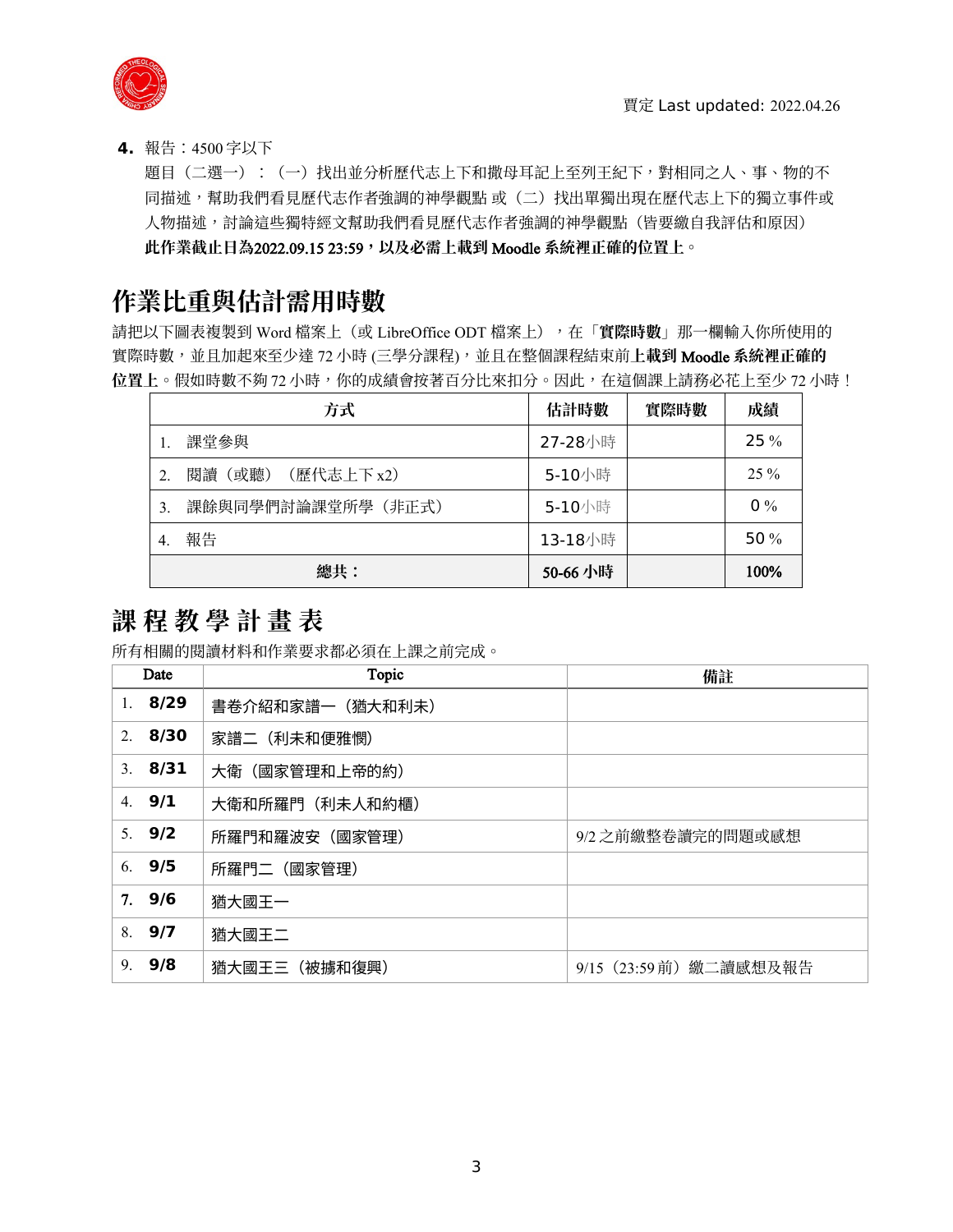**4.** 報告：4500 字以下

題目（二選一）：（一）找出並分析歷代志上下和撒母耳記上至列王紀下，對相同之人、事、物的不同描述，幫助我們看見歷代志作者強調的神學觀點 或（二）找出單獨出現在歷代志上下的獨立事件或人物描述，討論這些獨特經文幫助我們看見歷代志作者強調的神學觀點（皆要繳自我評估和原因）

**此作業截止日為2022.09.15 23:59，以及必需上載到 Moodle 系統裡正確的位置上**。

# 作業比重與估計需用時數

請把以下圖表複製到 Word 檔案上（或 LibreOffice ODT 檔案上），在「**實際時數**」那一欄輸入你所使用的實際時數，並且加起來至少達 72 小時 (三學分課程)，並且在整個課程結束前**上載到 Moodle 系統裡正確的位置上**。假如時數不夠 72 小時，你的成績會按著百分比來扣分。因此，在這個課上請務必花上至少 72 小時！

| 方式 | 估計時數 | 實際時數 | 成績 |
|---|---|---|---|
| 1. 課堂參與 | 27-28小時 | | 25 % |
| 2. 閱讀（或聽）（歷代志上下 x2） | 5-10小時 | | 25 % |
| 3. 課餘與同學們討論課堂所學（非正式） | 5-10小時 | | 0 % |
| 4. 報告 | 13-18小時 | | 50 % |
| **總共：** | **50-66 小時** | | **100%** |

# 課 程 教 學 計 畫 表

所有相關的閱讀材料和作業要求都必須在上課之前完成。

| Date | Topic | 備註 |
|---|---|---|
| 1. **8/29** | 書卷介紹和家譜一（猶大和利未） | |
| 2. **8/30** | 家譜二（利未和便雅憫） | |
| 3. **8/31** | 大衛（國家管理和上帝的約） | |
| 4. **9/1** | 大衛和所羅門（利未人和約櫃） | |
| 5. **9/2** | 所羅門和羅波安（國家管理） | 9/2 之前繳整卷讀完的問題或感想 |
| 6. **9/5** | 所羅門二（國家管理） | |
| **7. 9/6** | 猶大國王一 | |
| 8. **9/7** | 猶大國王二 | |
| 9. **9/8** | 猶大國王三（被擄和復興） | 9/15（23:59 前）繳二讀感想及報告 |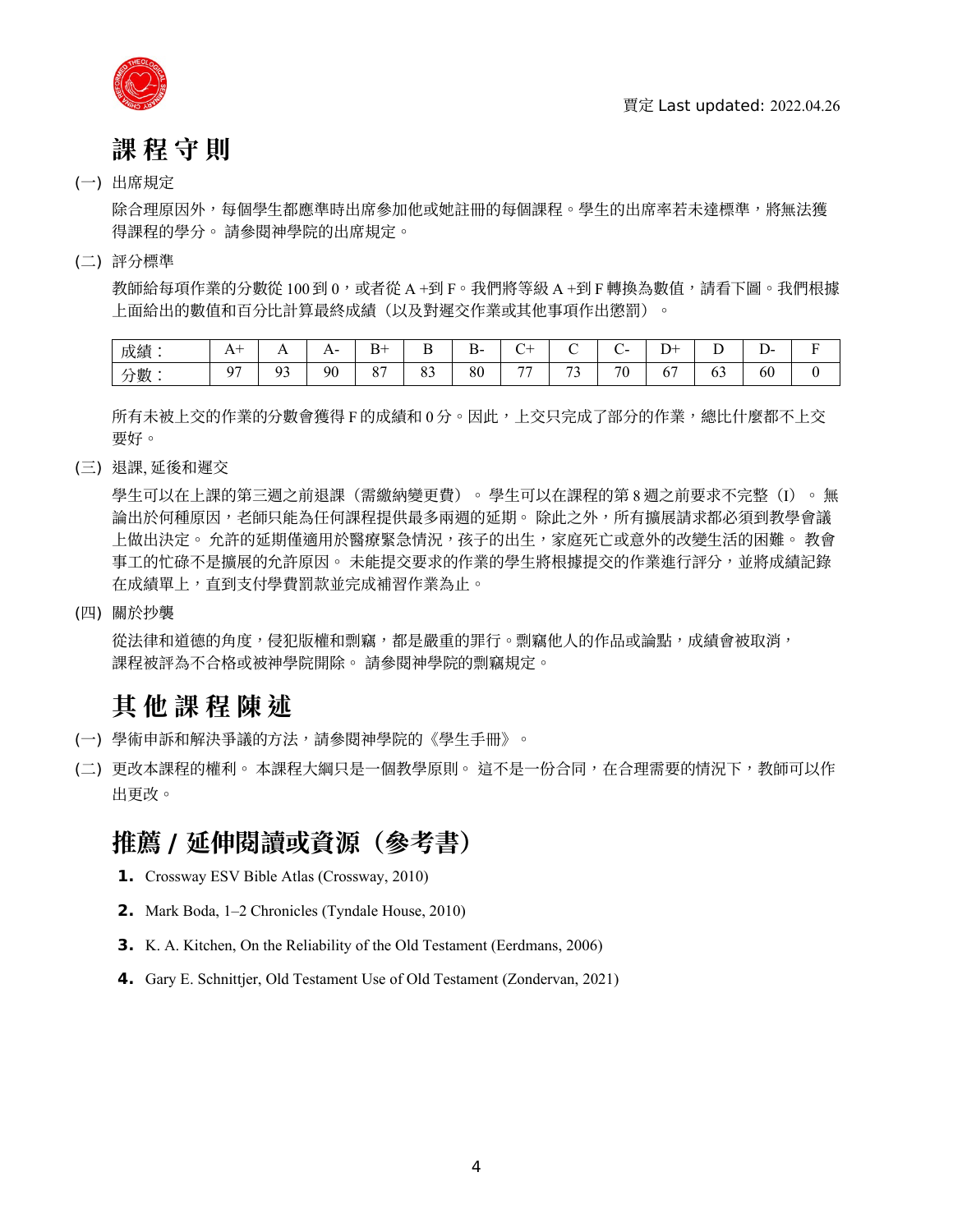買定 Last updated: 2022.04.26

## 課程守則

(一) 出席規定

除合理原因外，每個學生都應準時出席參加他或她註冊的每個課程。學生的出席率若未達標準，將無法獲得課程的學分。 請參閱神學院的出席規定。

(二) 評分標準

教師給每項作業的分數從 100 到 0，或者從 A +到 F。我們將等級 A +到 F 轉換為數值，請看下圖。我們根據上面給出的數值和百分比計算最終成績（以及對遲交作業或其他事項作出懲罰）。

| 成績： | A+ | A | A- | B+ | B | B- | C+ | C | C- | D+ | D | D- | F |
|---|---|---|---|---|---|---|---|---|---|---|---|---|---|
| 分數： | 97 | 93 | 90 | 87 | 83 | 80 | 77 | 73 | 70 | 67 | 63 | 60 | 0 |

所有未被上交的作業的分數會獲得 F 的成績和 0 分。因此，上交只完成了部分的作業，總比什麼都不上交要好。

(三) 退課, 延後和遲交

學生可以在上課的第三週之前退課（需繳納變更費）。 學生可以在課程的第 8 週之前要求不完整（I）。 無論出於何種原因，老師只能為任何課程提供最多兩週的延期。 除此之外，所有擴展請求都必須到教學會議上做出決定。 允許的延期僅適用於醫療緊急情況，孩子的出生，家庭死亡或意外的改變生活的困難。 教會事工的忙碌不是擴展的允許原因。 未能提交要求的作業的學生將根據提交的作業進行評分，並將成績記錄在成績單上，直到支付學費罰款並完成補習作業為止。

(四) 關於抄襲

從法律和道德的角度，侵犯版權和剽竊，都是嚴重的罪行。剽竊他人的作品或論點，成績會被取消，課程被評為不合格或被神學院開除。 請參閱神學院的剽竊規定。

## 其他課程陳述

(一) 學術申訴和解決爭議的方法，請參閱神學院的《學生手冊》。

(二) 更改本課程的權利。 本課程大綱只是一個教學原則。 這不是一份合同，在合理需要的情況下，教師可以作出更改。

## 推薦 / 延伸閱讀或資源（參考書）

1. Crossway ESV Bible Atlas (Crossway, 2010)
2. Mark Boda, 1–2 Chronicles (Tyndale House, 2010)
3. K. A. Kitchen, On the Reliability of the Old Testament (Eerdmans, 2006)
4. Gary E. Schnittjer, Old Testament Use of Old Testament (Zondervan, 2021)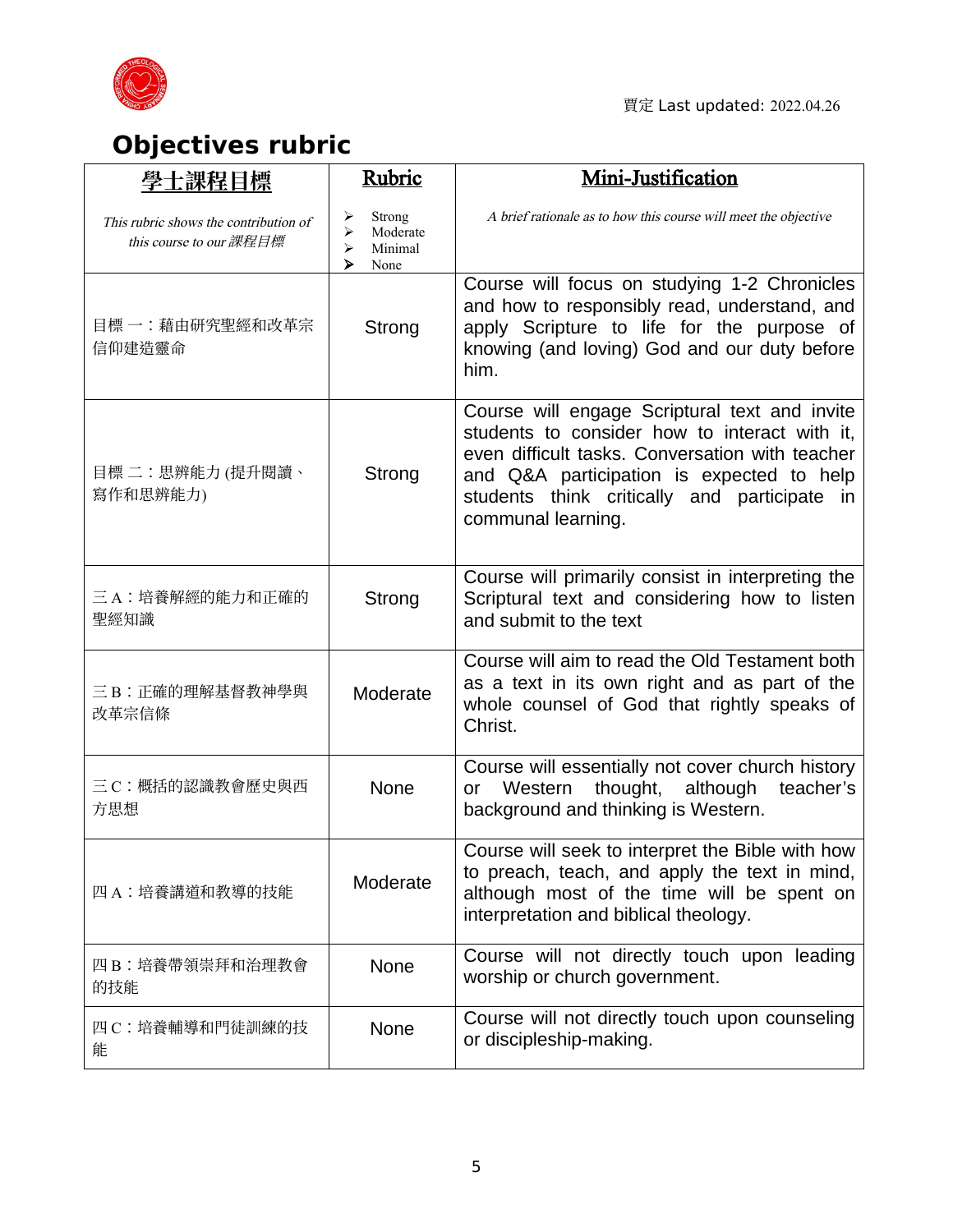釐定 Last updated: 2022.04.26

# Objectives rubric

| 學士課程目標<br>*This rubric shows the contribution of this course to our 課程目標* | Rubric<br>➢ Strong<br>➢ Moderate<br>➢ Minimal<br>➢ None | Mini-Justification<br>*A brief rationale as to how this course will meet the objective* |
|---|---|---|
| 目標 一：藉由研究聖經和改革宗信仰建造靈命 | Strong | Course will focus on studying 1-2 Chronicles and how to responsibly read, understand, and apply Scripture to life for the purpose of knowing (and loving) God and our duty before him. |
| 目標 二：思辨能力 (提升閱讀、寫作和思辨能力) | Strong | Course will engage Scriptural text and invite students to consider how to interact with it, even difficult tasks. Conversation with teacher and Q&A participation is expected to help students think critically and participate in communal learning. |
| 三 A：培養解經的能力和正確的聖經知識 | Strong | Course will primarily consist in interpreting the Scriptural text and considering how to listen and submit to the text |
| 三 B：正確的理解基督教神學與改革宗信條 | Moderate | Course will aim to read the Old Testament both as a text in its own right and as part of the whole counsel of God that rightly speaks of Christ. |
| 三 C：概括的認識教會歷史與西方思想 | None | Course will essentially not cover church history or Western thought, although teacher's background and thinking is Western. |
| 四 A：培養講道和教導的技能 | Moderate | Course will seek to interpret the Bible with how to preach, teach, and apply the text in mind, although most of the time will be spent on interpretation and biblical theology. |
| 四 B：培養帶領崇拜和治理教會的技能 | None | Course will not directly touch upon leading worship or church government. |
| 四 C：培養輔導和門徒訓練的技能 | None | Course will not directly touch upon counseling or discipleship-making. |